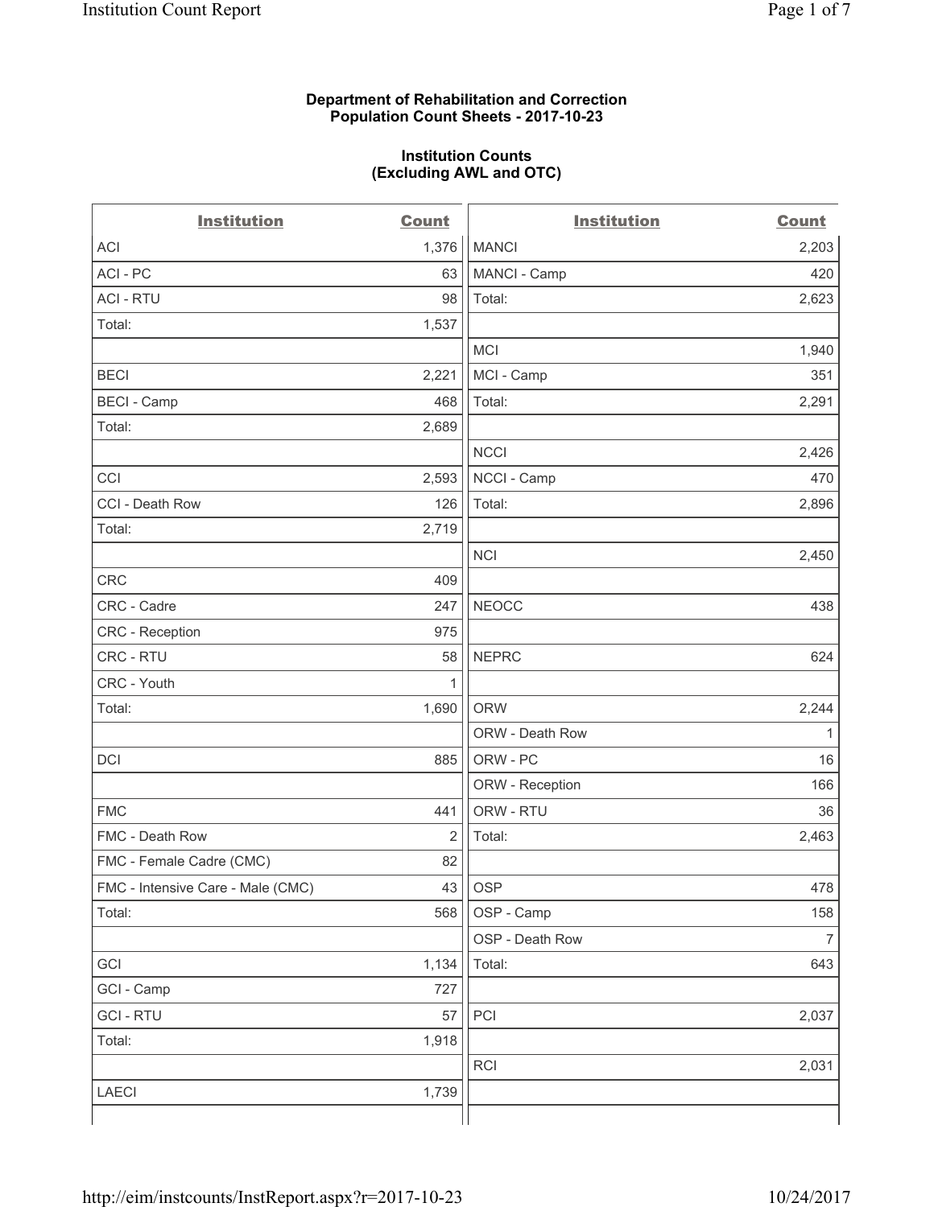**Department of Rehabilitation and Correction**
**Population Count Sheets - 2017-10-23**

**Institution Counts**
**(Excluding AWL and OTC)**

| Institution | Count | Institution | Count |
|---|---|---|---|
| ACI | 1,376 | MANCI | 2,203 |
| ACI - PC | 63 | MANCI - Camp | 420 |
| ACI - RTU | 98 | Total: | 2,623 |
| Total: | 1,537 | | |
| | | MCI | 1,940 |
| BECI | 2,221 | MCI - Camp | 351 |
| BECI - Camp | 468 | Total: | 2,291 |
| Total: | 2,689 | | |
| | | NCCI | 2,426 |
| CCI | 2,593 | NCCI - Camp | 470 |
| CCI - Death Row | 126 | Total: | 2,896 |
| Total: | 2,719 | | |
| | | NCI | 2,450 |
| CRC | 409 | | |
| CRC - Cadre | 247 | NEOCC | 438 |
| CRC - Reception | 975 | | |
| CRC - RTU | 58 | NEPRC | 624 |
| CRC - Youth | 1 | | |
| Total: | 1,690 | ORW | 2,244 |
| | | ORW - Death Row | 1 |
| DCI | 885 | ORW - PC | 16 |
| | | ORW - Reception | 166 |
| FMC | 441 | ORW - RTU | 36 |
| FMC - Death Row | 2 | Total: | 2,463 |
| FMC - Female Cadre (CMC) | 82 | | |
| FMC - Intensive Care - Male (CMC) | 43 | OSP | 478 |
| Total: | 568 | OSP - Camp | 158 |
| | | OSP - Death Row | 7 |
| GCI | 1,134 | Total: | 643 |
| GCI - Camp | 727 | | |
| GCI - RTU | 57 | PCI | 2,037 |
| Total: | 1,918 | | |
| | | RCI | 2,031 |
| LAECI | 1,739 | | |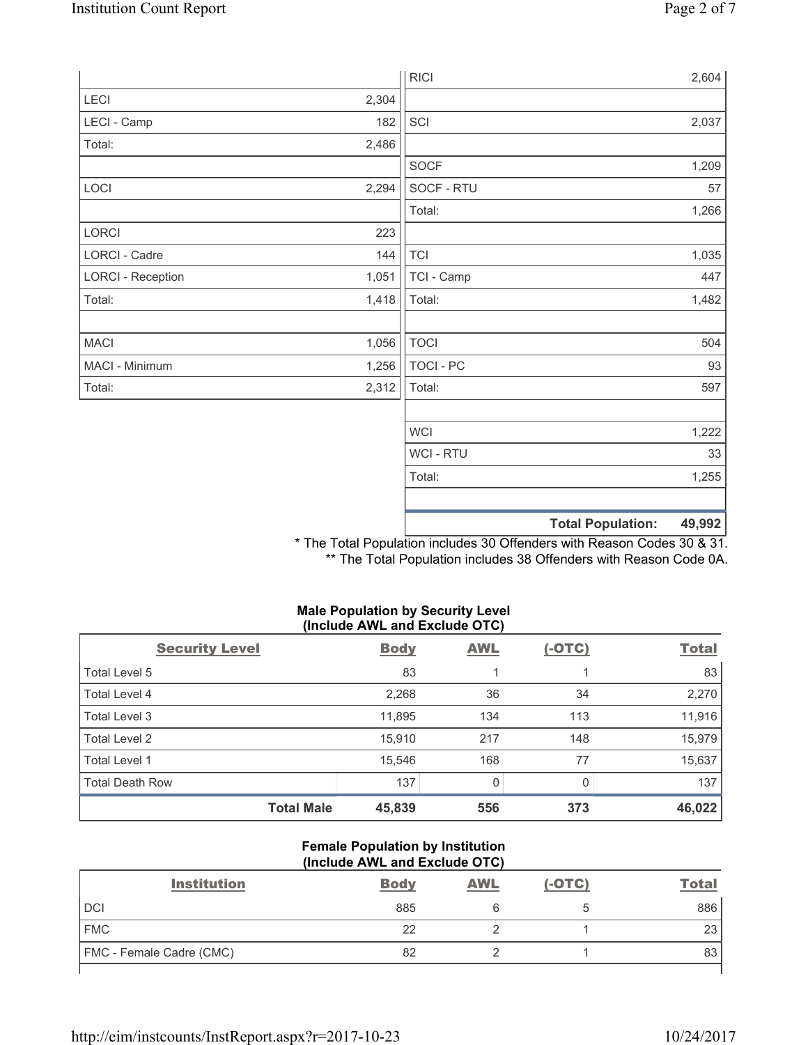| Institution | Count |
|---|---|
| LECI | 2,304 |
| LECI - Camp | 182 |
| Total: | 2,486 |
| | |
| LOCI | 2,294 |
| | |
| LORCI | 223 |
| LORCI - Cadre | 144 |
| LORCI - Reception | 1,051 |
| Total: | 1,418 |
| | |
| MACI | 1,056 |
| MACI - Minimum | 1,256 |
| Total: | 2,312 |

| Institution | Count |
|---|---|
| RICI | 2,604 |
| | |
| SCI | 2,037 |
| | |
| SOCF | 1,209 |
| SOCF - RTU | 57 |
| Total: | 1,266 |
| | |
| TCI | 1,035 |
| TCI - Camp | 447 |
| Total: | 1,482 |
| | |
| TOCI | 504 |
| TOCI - PC | 93 |
| Total: | 597 |
| | |
| WCI | 1,222 |
| WCI - RTU | 33 |
| Total: | 1,255 |
| | |
| **Total Population:** | **49,992** |

* The Total Population includes 30 Offenders with Reason Codes 30 & 31.
** The Total Population includes 38 Offenders with Reason Code 0A.

**Male Population by Security Level (Include AWL and Exclude OTC)**

| Security Level | Body | AWL | (-OTC) | Total |
|---|---|---|---|---|
| Total Level 5 | 83 | 1 | 1 | 83 |
| Total Level 4 | 2,268 | 36 | 34 | 2,270 |
| Total Level 3 | 11,895 | 134 | 113 | 11,916 |
| Total Level 2 | 15,910 | 217 | 148 | 15,979 |
| Total Level 1 | 15,546 | 168 | 77 | 15,637 |
| Total Death Row | 137 | 0 | 0 | 137 |
| **Total Male** | **45,839** | **556** | **373** | **46,022** |

**Female Population by Institution (Include AWL and Exclude OTC)**

| Institution | Body | AWL | (-OTC) | Total |
|---|---|---|---|---|
| DCI | 885 | 6 | 5 | 886 |
| FMC | 22 | 2 | 1 | 23 |
| FMC - Female Cadre (CMC) | 82 | 2 | 1 | 83 |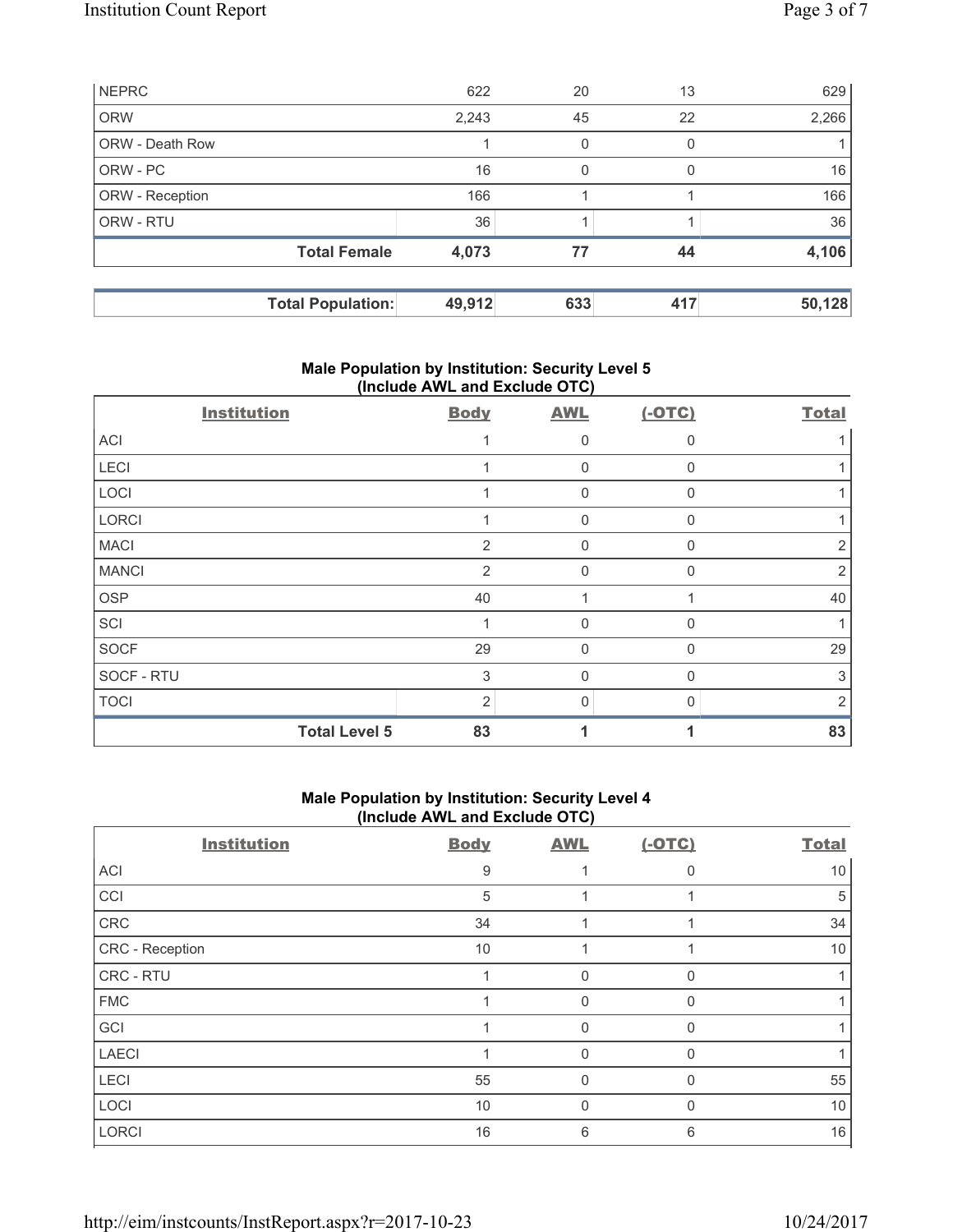| | | | | |
|---|---|---|---|---|
| NEPRC | 622 | 20 | 13 | 629 |
| ORW | 2,243 | 45 | 22 | 2,266 |
| ORW - Death Row | 1 | 0 | 0 | 1 |
| ORW - PC | 16 | 0 | 0 | 16 |
| ORW - Reception | 166 | 1 | 1 | 166 |
| ORW - RTU | 36 | 1 | 1 | 36 |
| **Total Female** | **4,073** | **77** | **44** | **4,106** |

| | | | | |
|---|---|---|---|---|
| **Total Population:** | **49,912** | **633** | **417** | **50,128** |

### Male Population by Institution: Security Level 5 (Include AWL and Exclude OTC)

| Institution | Body | AWL | (-OTC) | Total |
|---|---|---|---|---|
| ACI | 1 | 0 | 0 | 1 |
| LECI | 1 | 0 | 0 | 1 |
| LOCI | 1 | 0 | 0 | 1 |
| LORCI | 1 | 0 | 0 | 1 |
| MACI | 2 | 0 | 0 | 2 |
| MANCI | 2 | 0 | 0 | 2 |
| OSP | 40 | 1 | 1 | 40 |
| SCI | 1 | 0 | 0 | 1 |
| SOCF | 29 | 0 | 0 | 29 |
| SOCF - RTU | 3 | 0 | 0 | 3 |
| TOCI | 2 | 0 | 0 | 2 |
| **Total Level 5** | **83** | **1** | **1** | **83** |

### Male Population by Institution: Security Level 4 (Include AWL and Exclude OTC)

| Institution | Body | AWL | (-OTC) | Total |
|---|---|---|---|---|
| ACI | 9 | 1 | 0 | 10 |
| CCI | 5 | 1 | 1 | 5 |
| CRC | 34 | 1 | 1 | 34 |
| CRC - Reception | 10 | 1 | 1 | 10 |
| CRC - RTU | 1 | 0 | 0 | 1 |
| FMC | 1 | 0 | 0 | 1 |
| GCI | 1 | 0 | 0 | 1 |
| LAECI | 1 | 0 | 0 | 1 |
| LECI | 55 | 0 | 0 | 55 |
| LOCI | 10 | 0 | 0 | 10 |
| LORCI | 16 | 6 | 6 | 16 |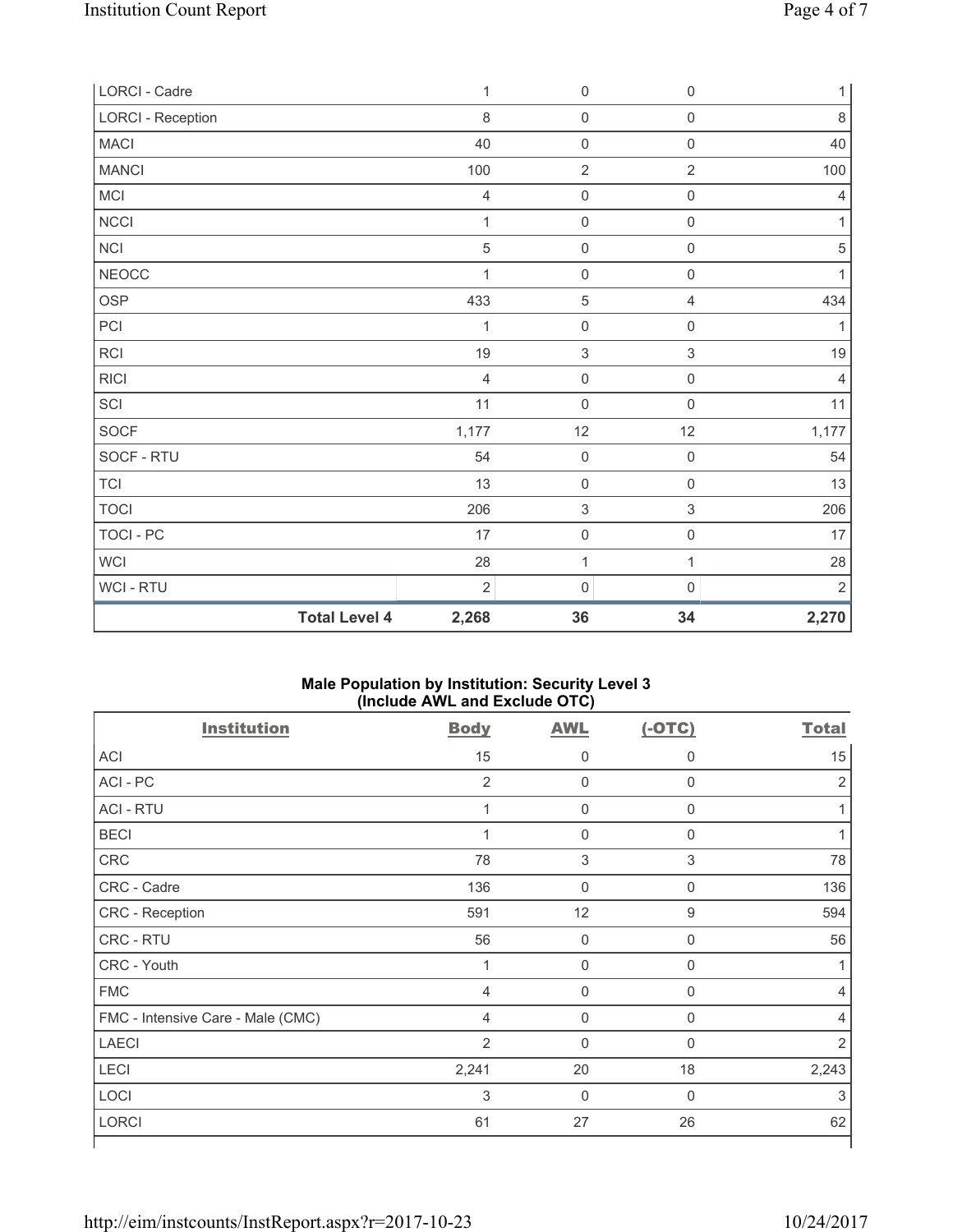| LORCI - Cadre | 1 | 0 | 0 | 1 |
|---|---|---|---|---|
| LORCI - Reception | 8 | 0 | 0 | 8 |
| MACI | 40 | 0 | 0 | 40 |
| MANCI | 100 | 2 | 2 | 100 |
| MCI | 4 | 0 | 0 | 4 |
| NCCI | 1 | 0 | 0 | 1 |
| NCI | 5 | 0 | 0 | 5 |
| NEOCC | 1 | 0 | 0 | 1 |
| OSP | 433 | 5 | 4 | 434 |
| PCI | 1 | 0 | 0 | 1 |
| RCI | 19 | 3 | 3 | 19 |
| RICI | 4 | 0 | 0 | 4 |
| SCI | 11 | 0 | 0 | 11 |
| SOCF | 1,177 | 12 | 12 | 1,177 |
| SOCF - RTU | 54 | 0 | 0 | 54 |
| TCI | 13 | 0 | 0 | 13 |
| TOCI | 206 | 3 | 3 | 206 |
| TOCI - PC | 17 | 0 | 0 | 17 |
| WCI | 28 | 1 | 1 | 28 |
| WCI - RTU | 2 | 0 | 0 | 2 |
| **Total Level 4** | **2,268** | **36** | **34** | **2,270** |

**Male Population by Institution: Security Level 3 (Include AWL and Exclude OTC)**

| Institution | Body | AWL | (-OTC) | Total |
|---|---|---|---|---|
| ACI | 15 | 0 | 0 | 15 |
| ACI - PC | 2 | 0 | 0 | 2 |
| ACI - RTU | 1 | 0 | 0 | 1 |
| BECI | 1 | 0 | 0 | 1 |
| CRC | 78 | 3 | 3 | 78 |
| CRC - Cadre | 136 | 0 | 0 | 136 |
| CRC - Reception | 591 | 12 | 9 | 594 |
| CRC - RTU | 56 | 0 | 0 | 56 |
| CRC - Youth | 1 | 0 | 0 | 1 |
| FMC | 4 | 0 | 0 | 4 |
| FMC - Intensive Care - Male (CMC) | 4 | 0 | 0 | 4 |
| LAECI | 2 | 0 | 0 | 2 |
| LECI | 2,241 | 20 | 18 | 2,243 |
| LOCI | 3 | 0 | 0 | 3 |
| LORCI | 61 | 27 | 26 | 62 |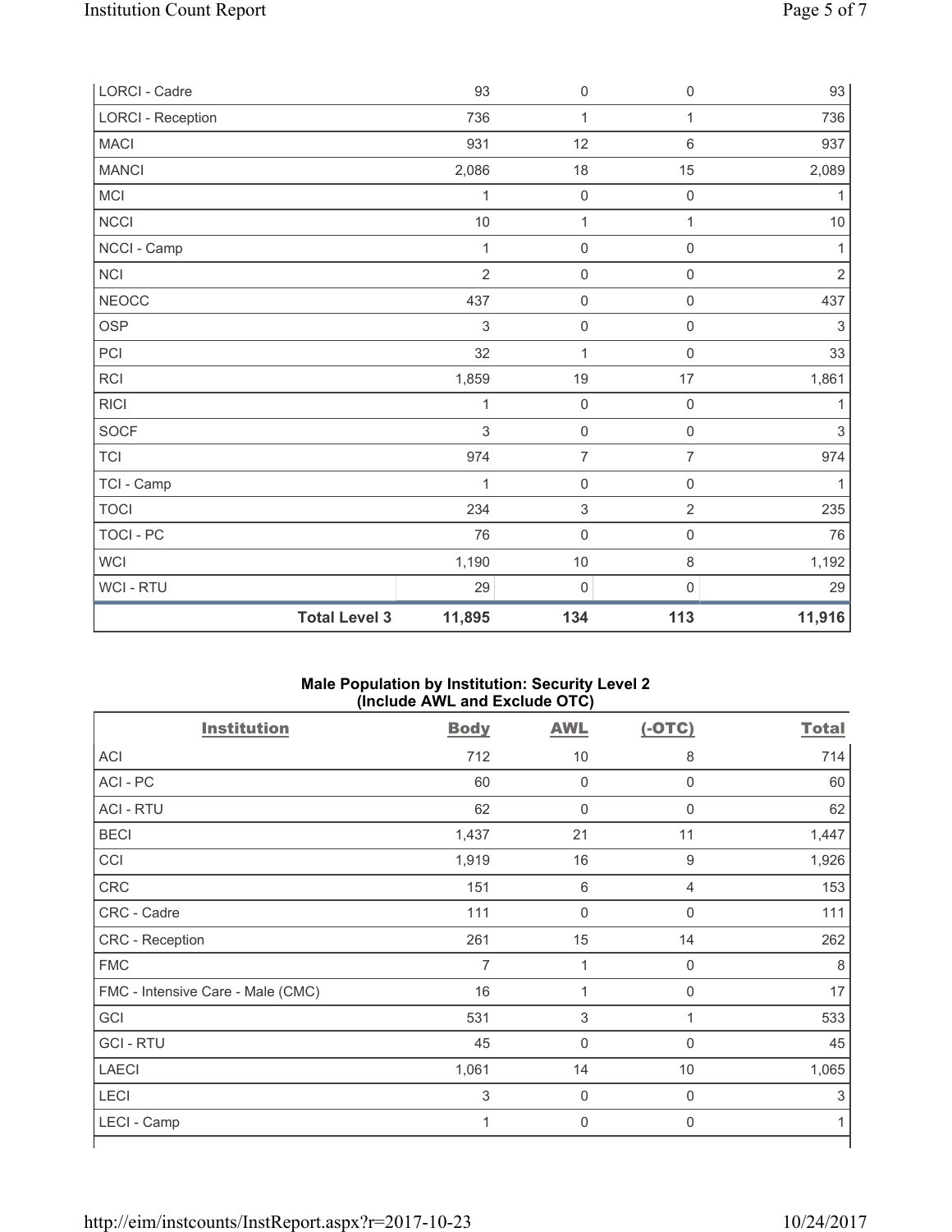| | Body | AWL | (-OTC) | Total |
|---|---|---|---|---|
| LORCI - Cadre | 93 | 0 | 0 | 93 |
| LORCI - Reception | 736 | 1 | 1 | 736 |
| MACI | 931 | 12 | 6 | 937 |
| MANCI | 2,086 | 18 | 15 | 2,089 |
| MCI | 1 | 0 | 0 | 1 |
| NCCI | 10 | 1 | 1 | 10 |
| NCCI - Camp | 1 | 0 | 0 | 1 |
| NCI | 2 | 0 | 0 | 2 |
| NEOCC | 437 | 0 | 0 | 437 |
| OSP | 3 | 0 | 0 | 3 |
| PCI | 32 | 1 | 0 | 33 |
| RCI | 1,859 | 19 | 17 | 1,861 |
| RICI | 1 | 0 | 0 | 1 |
| SOCF | 3 | 0 | 0 | 3 |
| TCI | 974 | 7 | 7 | 974 |
| TCI - Camp | 1 | 0 | 0 | 1 |
| TOCI | 234 | 3 | 2 | 235 |
| TOCI - PC | 76 | 0 | 0 | 76 |
| WCI | 1,190 | 10 | 8 | 1,192 |
| WCI - RTU | 29 | 0 | 0 | 29 |
| **Total Level 3** | **11,895** | **134** | **113** | **11,916** |

**Male Population by Institution: Security Level 2 (Include AWL and Exclude OTC)**

| Institution | Body | AWL | (-OTC) | Total |
|---|---|---|---|---|
| ACI | 712 | 10 | 8 | 714 |
| ACI - PC | 60 | 0 | 0 | 60 |
| ACI - RTU | 62 | 0 | 0 | 62 |
| BECI | 1,437 | 21 | 11 | 1,447 |
| CCI | 1,919 | 16 | 9 | 1,926 |
| CRC | 151 | 6 | 4 | 153 |
| CRC - Cadre | 111 | 0 | 0 | 111 |
| CRC - Reception | 261 | 15 | 14 | 262 |
| FMC | 7 | 1 | 0 | 8 |
| FMC - Intensive Care - Male (CMC) | 16 | 1 | 0 | 17 |
| GCI | 531 | 3 | 1 | 533 |
| GCI - RTU | 45 | 0 | 0 | 45 |
| LAECI | 1,061 | 14 | 10 | 1,065 |
| LECI | 3 | 0 | 0 | 3 |
| LECI - Camp | 1 | 0 | 0 | 1 |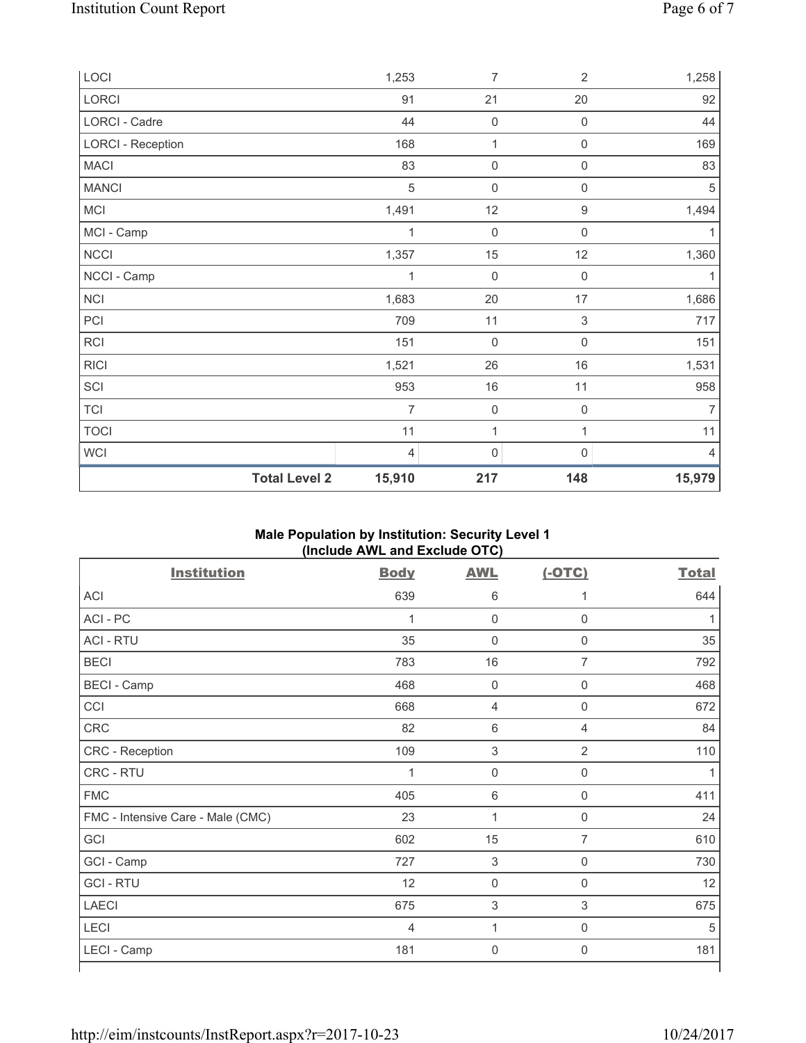| | | | | |
|---|---|---|---|---|
| LOCI | 1,253 | 7 | 2 | 1,258 |
| LORCI | 91 | 21 | 20 | 92 |
| LORCI - Cadre | 44 | 0 | 0 | 44 |
| LORCI - Reception | 168 | 1 | 0 | 169 |
| MACI | 83 | 0 | 0 | 83 |
| MANCI | 5 | 0 | 0 | 5 |
| MCI | 1,491 | 12 | 9 | 1,494 |
| MCI - Camp | 1 | 0 | 0 | 1 |
| NCCI | 1,357 | 15 | 12 | 1,360 |
| NCCI - Camp | 1 | 0 | 0 | 1 |
| NCI | 1,683 | 20 | 17 | 1,686 |
| PCI | 709 | 11 | 3 | 717 |
| RCI | 151 | 0 | 0 | 151 |
| RICI | 1,521 | 26 | 16 | 1,531 |
| SCI | 953 | 16 | 11 | 958 |
| TCI | 7 | 0 | 0 | 7 |
| TOCI | 11 | 1 | 1 | 11 |
| WCI | 4 | 0 | 0 | 4 |
| **Total Level 2** | **15,910** | **217** | **148** | **15,979** |

## Male Population by Institution: Security Level 1 (Include AWL and Exclude OTC)

| Institution | Body | AWL | (-OTC) | Total |
|---|---|---|---|---|
| ACI | 639 | 6 | 1 | 644 |
| ACI - PC | 1 | 0 | 0 | 1 |
| ACI - RTU | 35 | 0 | 0 | 35 |
| BECI | 783 | 16 | 7 | 792 |
| BECI - Camp | 468 | 0 | 0 | 468 |
| CCI | 668 | 4 | 0 | 672 |
| CRC | 82 | 6 | 4 | 84 |
| CRC - Reception | 109 | 3 | 2 | 110 |
| CRC - RTU | 1 | 0 | 0 | 1 |
| FMC | 405 | 6 | 0 | 411 |
| FMC - Intensive Care - Male (CMC) | 23 | 1 | 0 | 24 |
| GCI | 602 | 15 | 7 | 610 |
| GCI - Camp | 727 | 3 | 0 | 730 |
| GCI - RTU | 12 | 0 | 0 | 12 |
| LAECI | 675 | 3 | 3 | 675 |
| LECI | 4 | 1 | 0 | 5 |
| LECI - Camp | 181 | 0 | 0 | 181 |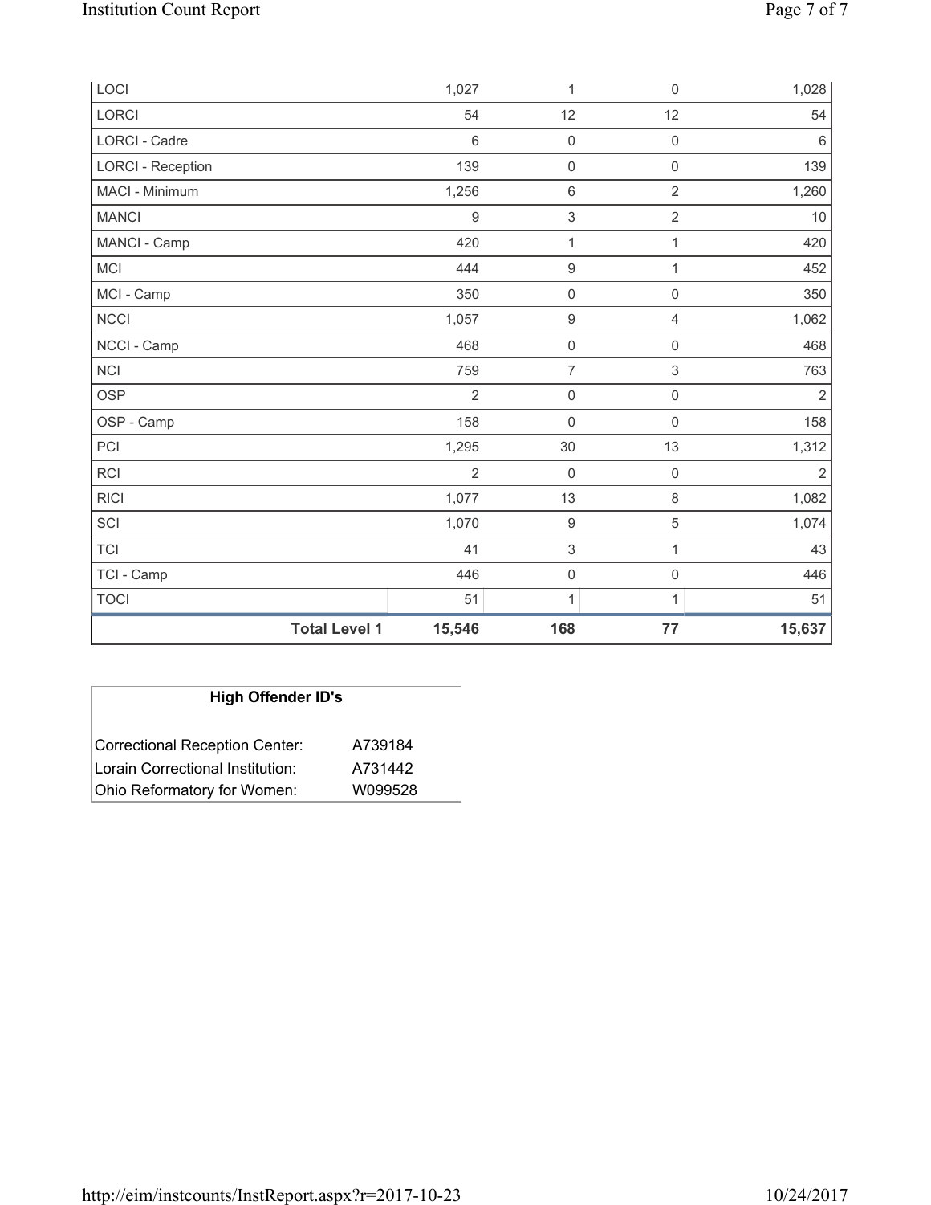| | | | | |
|---|---|---|---|---|
| LOCI | 1,027 | 1 | 0 | 1,028 |
| LORCI | 54 | 12 | 12 | 54 |
| LORCI - Cadre | 6 | 0 | 0 | 6 |
| LORCI - Reception | 139 | 0 | 0 | 139 |
| MACI - Minimum | 1,256 | 6 | 2 | 1,260 |
| MANCI | 9 | 3 | 2 | 10 |
| MANCI - Camp | 420 | 1 | 1 | 420 |
| MCI | 444 | 9 | 1 | 452 |
| MCI - Camp | 350 | 0 | 0 | 350 |
| NCCI | 1,057 | 9 | 4 | 1,062 |
| NCCI - Camp | 468 | 0 | 0 | 468 |
| NCI | 759 | 7 | 3 | 763 |
| OSP | 2 | 0 | 0 | 2 |
| OSP - Camp | 158 | 0 | 0 | 158 |
| PCI | 1,295 | 30 | 13 | 1,312 |
| RCI | 2 | 0 | 0 | 2 |
| RICI | 1,077 | 13 | 8 | 1,082 |
| SCI | 1,070 | 9 | 5 | 1,074 |
| TCI | 41 | 3 | 1 | 43 |
| TCI - Camp | 446 | 0 | 0 | 446 |
| TOCI | 51 | 1 | 1 | 51 |
| **Total Level 1** | **15,546** | **168** | **77** | **15,637** |

| High Offender ID's | |
|---|---|
| Correctional Reception Center: | A739184 |
| Lorain Correctional Institution: | A731442 |
| Ohio Reformatory for Women: | W099528 |